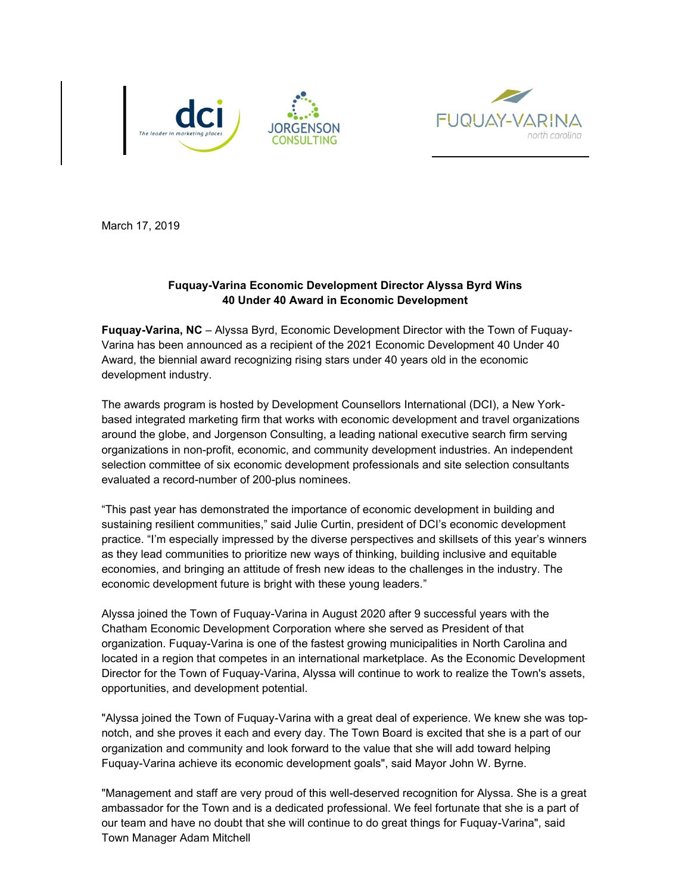March 17, 2019

**Fuquay-Varina Economic Development Director Alyssa Byrd Wins 40 Under 40 Award in Economic Development**

**Fuquay-Varina, NC** – Alyssa Byrd, Economic Development Director with the Town of Fuquay-Varina has been announced as a recipient of the 2021 Economic Development 40 Under 40 Award, the biennial award recognizing rising stars under 40 years old in the economic development industry.

The awards program is hosted by Development Counsellors International (DCI), a New York-based integrated marketing firm that works with economic development and travel organizations around the globe, and Jorgenson Consulting, a leading national executive search firm serving organizations in non-profit, economic, and community development industries. An independent selection committee of six economic development professionals and site selection consultants evaluated a record-number of 200-plus nominees.

"This past year has demonstrated the importance of economic development in building and sustaining resilient communities," said Julie Curtin, president of DCI's economic development practice. "I'm especially impressed by the diverse perspectives and skillsets of this year's winners as they lead communities to prioritize new ways of thinking, building inclusive and equitable economies, and bringing an attitude of fresh new ideas to the challenges in the industry. The economic development future is bright with these young leaders."

Alyssa joined the Town of Fuquay-Varina in August 2020 after 9 successful years with the Chatham Economic Development Corporation where she served as President of that organization. Fuquay-Varina is one of the fastest growing municipalities in North Carolina and located in a region that competes in an international marketplace. As the Economic Development Director for the Town of Fuquay-Varina, Alyssa will continue to work to realize the Town's assets, opportunities, and development potential.

"Alyssa joined the Town of Fuquay-Varina with a great deal of experience. We knew she was top-notch, and she proves it each and every day. The Town Board is excited that she is a part of our organization and community and look forward to the value that she will add toward helping Fuquay-Varina achieve its economic development goals", said Mayor John W. Byrne.

"Management and staff are very proud of this well-deserved recognition for Alyssa. She is a great ambassador for the Town and is a dedicated professional. We feel fortunate that she is a part of our team and have no doubt that she will continue to do great things for Fuquay-Varina", said Town Manager Adam Mitchell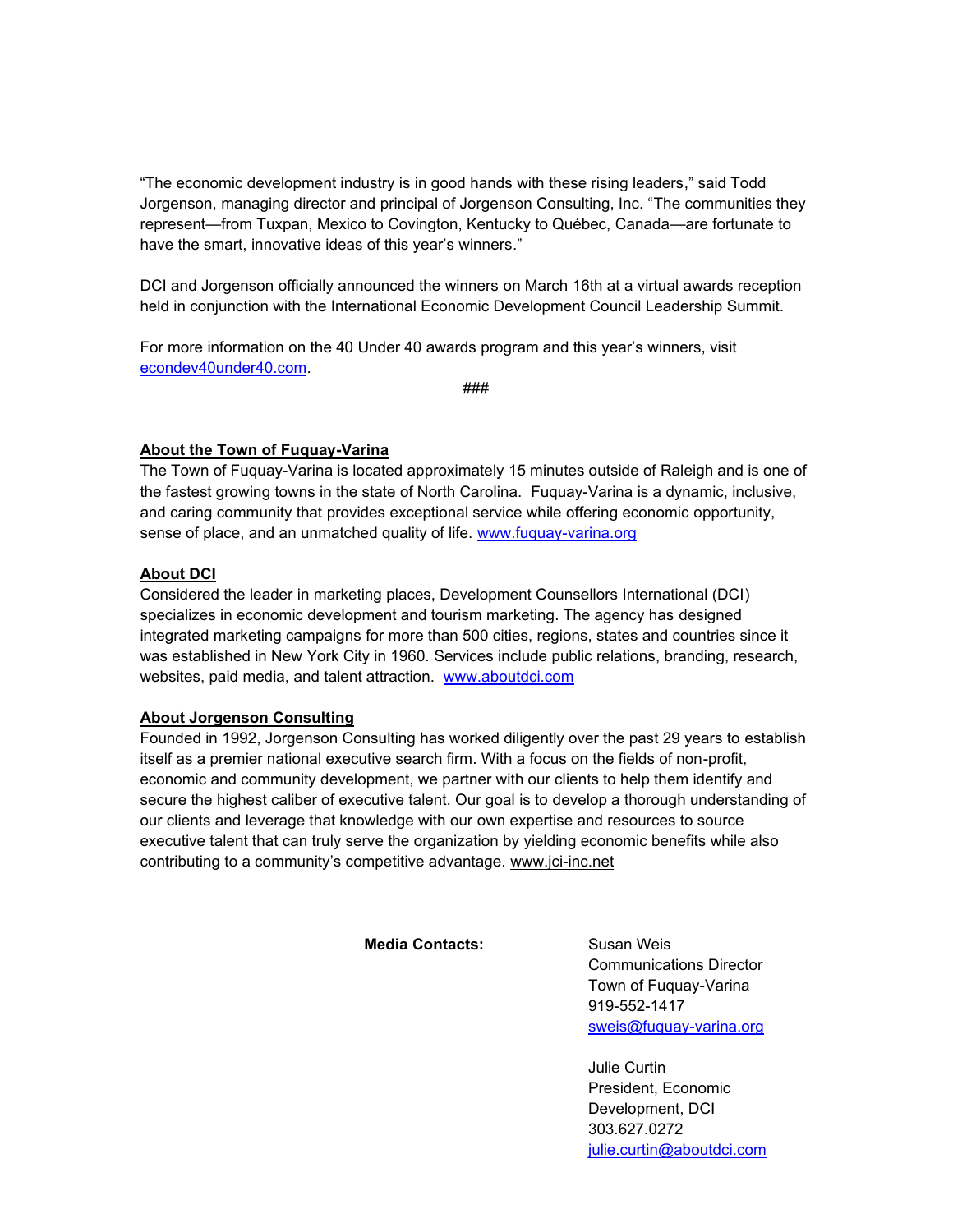"The economic development industry is in good hands with these rising leaders," said Todd Jorgenson, managing director and principal of Jorgenson Consulting, Inc. "The communities they represent—from Tuxpan, Mexico to Covington, Kentucky to Québec, Canada—are fortunate to have the smart, innovative ideas of this year's winners."

DCI and Jorgenson officially announced the winners on March 16th at a virtual awards reception held in conjunction with the International Economic Development Council Leadership Summit.

For more information on the 40 Under 40 awards program and this year's winners, visit econdev40under40.com.

###

**About the Town of Fuquay-Varina**

The Town of Fuquay-Varina is located approximately 15 minutes outside of Raleigh and is one of the fastest growing towns in the state of North Carolina. Fuquay-Varina is a dynamic, inclusive, and caring community that provides exceptional service while offering economic opportunity, sense of place, and an unmatched quality of life. www.fuquay-varina.org

**About DCI**

Considered the leader in marketing places, Development Counsellors International (DCI) specializes in economic development and tourism marketing. The agency has designed integrated marketing campaigns for more than 500 cities, regions, states and countries since it was established in New York City in 1960. Services include public relations, branding, research, websites, paid media, and talent attraction. www.aboutdci.com

**About Jorgenson Consulting**

Founded in 1992, Jorgenson Consulting has worked diligently over the past 29 years to establish itself as a premier national executive search firm. With a focus on the fields of non-profit, economic and community development, we partner with our clients to help them identify and secure the highest caliber of executive talent. Our goal is to develop a thorough understanding of our clients and leverage that knowledge with our own expertise and resources to source executive talent that can truly serve the organization by yielding economic benefits while also contributing to a community's competitive advantage. www.jci-inc.net

**Media Contacts:**

Susan Weis
Communications Director
Town of Fuquay-Varina
919-552-1417
sweis@fuquay-varina.org

Julie Curtin
President, Economic Development, DCI
303.627.0272
julie.curtin@aboutdci.com